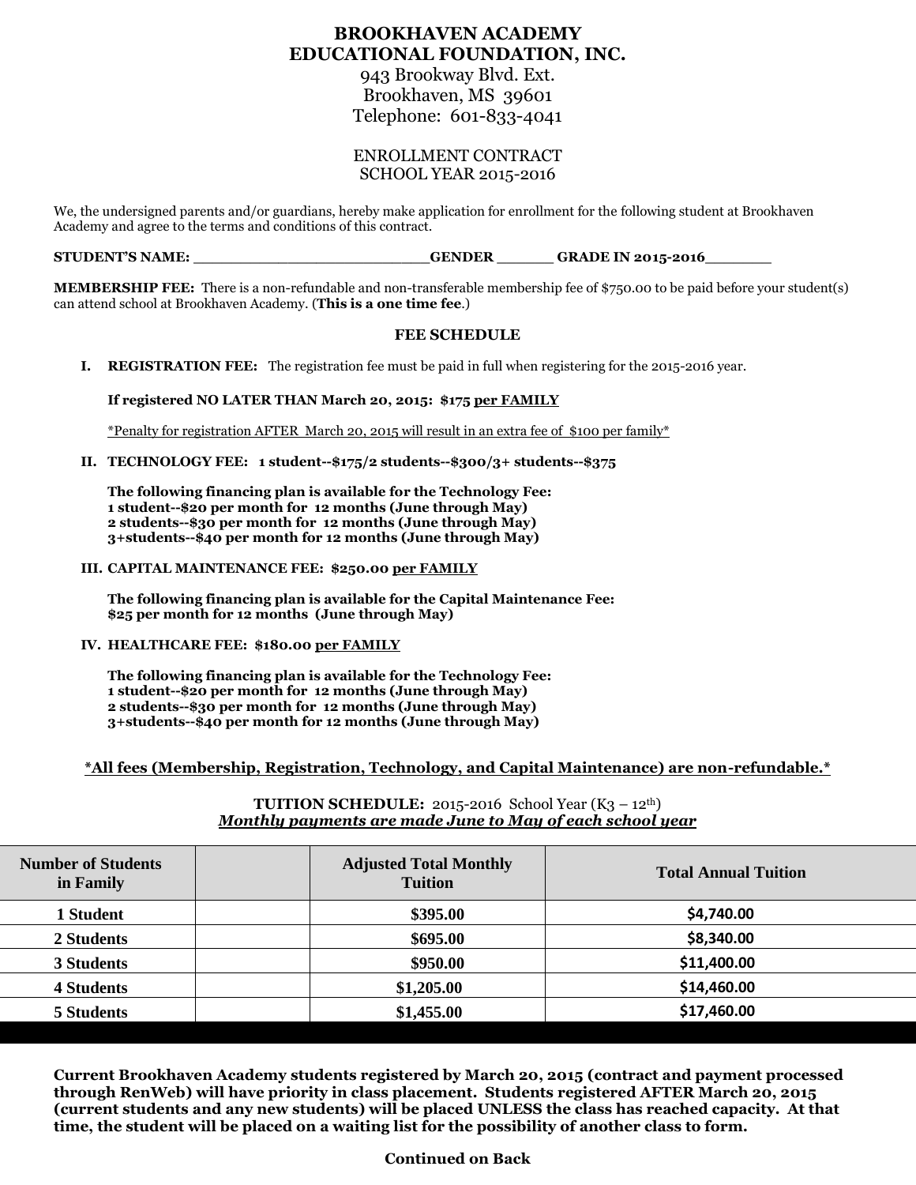**BROOKHAVEN ACADEMY**
**EDUCATIONAL FOUNDATION, INC.**
943 Brookway Blvd. Ext.
Brookhaven, MS 39601
Telephone: 601-833-4041

ENROLLMENT CONTRACT
SCHOOL YEAR 2015-2016

We, the undersigned parents and/or guardians, hereby make application for enrollment for the following student at Brookhaven Academy and agree to the terms and conditions of this contract.

**STUDENT'S NAME: ________________________GENDER ______ GRADE IN 2015-2016_______**

**MEMBERSHIP FEE:** There is a non-refundable and non-transferable membership fee of $750.00 to be paid before your student(s) can attend school at Brookhaven Academy. (**This is a one time fee**.)

**FEE SCHEDULE**

**I. REGISTRATION FEE:** The registration fee must be paid in full when registering for the 2015-2016 year.

**If registered NO LATER THAN March 20, 2015: $175 per FAMILY**

*Penalty for registration AFTER March 20, 2015 will result in an extra fee of $100 per family*

**II. TECHNOLOGY FEE: 1 student--$175/2 students--$300/3+ students--$375**

**The following financing plan is available for the Technology Fee:**
**1 student--$20 per month for 12 months (June through May)**
**2 students--$30 per month for 12 months (June through May)**
**3+students--$40 per month for 12 months (June through May)**

**III. CAPITAL MAINTENANCE FEE: $250.00 per FAMILY**

**The following financing plan is available for the Capital Maintenance Fee:**
**$25 per month for 12 months (June through May)**

**IV. HEALTHCARE FEE: $180.00 per FAMILY**

**The following financing plan is available for the Technology Fee:**
**1 student--$20 per month for 12 months (June through May)**
**2 students--$30 per month for 12 months (June through May)**
**3+students--$40 per month for 12 months (June through May)**

**\*All fees (Membership, Registration, Technology, and Capital Maintenance) are non-refundable.\***

**TUITION SCHEDULE:** 2015-2016 School Year (K3 – 12th)
***Monthly payments are made June to May of each school year***

| Number of Students in Family | | Adjusted Total Monthly Tuition | Total Annual Tuition |
|---|---|---|---|
| 1 Student | | $395.00 | $4,740.00 |
| 2 Students | | $695.00 | $8,340.00 |
| 3 Students | | $950.00 | $11,400.00 |
| 4 Students | | $1,205.00 | $14,460.00 |
| 5 Students | | $1,455.00 | $17,460.00 |

**Current Brookhaven Academy students registered by March 20, 2015 (contract and payment processed through RenWeb) will have priority in class placement. Students registered AFTER March 20, 2015 (current students and any new students) will be placed UNLESS the class has reached capacity. At that time, the student will be placed on a waiting list for the possibility of another class to form.**

**Continued on Back**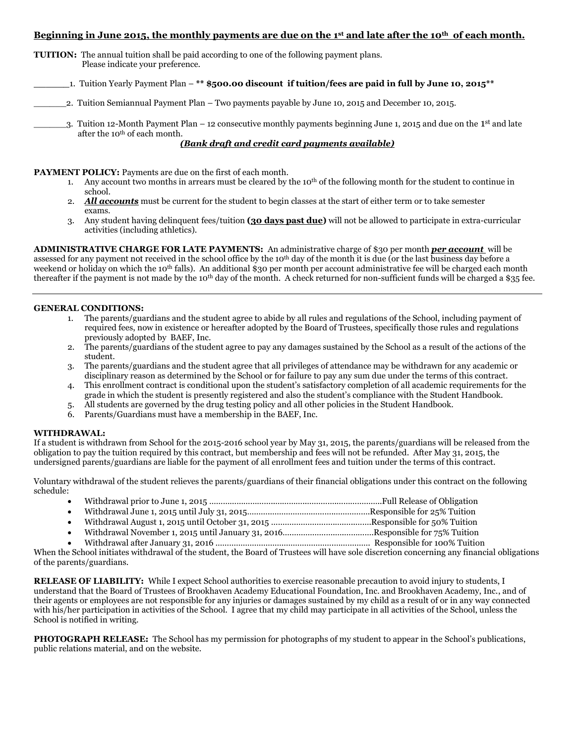**Beginning in June 2015, the monthly payments are due on the 1st and late after the 10th of each month.**

**TUITION:** The annual tuition shall be paid according to one of the following payment plans. Please indicate your preference.

______1. Tuition Yearly Payment Plan – **\*\* $500.00 discount if tuition/fees are paid in full by June 10, 2015\*\***

______2. Tuition Semiannual Payment Plan – Two payments payable by June 10, 2015 and December 10, 2015.

______3. Tuition 12-Month Payment Plan – 12 consecutive monthly payments beginning June 1, 2015 and due on the 1st and late after the 10th of each month.

***(Bank draft and credit card payments available)***

**PAYMENT POLICY:** Payments are due on the first of each month.

1. Any account two months in arrears must be cleared by the 10th of the following month for the student to continue in school.
2. ***All accounts*** must be current for the student to begin classes at the start of either term or to take semester exams.
3. Any student having delinquent fees/tuition **(30 days past due)** will not be allowed to participate in extra-curricular activities (including athletics).

**ADMINISTRATIVE CHARGE FOR LATE PAYMENTS:** An administrative charge of $30 per month ***per account*** will be assessed for any payment not received in the school office by the 10th day of the month it is due (or the last business day before a weekend or holiday on which the 10th falls). An additional $30 per month per account administrative fee will be charged each month thereafter if the payment is not made by the 10th day of the month. A check returned for non-sufficient funds will be charged a $35 fee.

---

**GENERAL CONDITIONS:**

1. The parents/guardians and the student agree to abide by all rules and regulations of the School, including payment of required fees, now in existence or hereafter adopted by the Board of Trustees, specifically those rules and regulations previously adopted by BAEF, Inc.
2. The parents/guardians of the student agree to pay any damages sustained by the School as a result of the actions of the student.
3. The parents/guardians and the student agree that all privileges of attendance may be withdrawn for any academic or disciplinary reason as determined by the School or for failure to pay any sum due under the terms of this contract.
4. This enrollment contract is conditional upon the student's satisfactory completion of all academic requirements for the grade in which the student is presently registered and also the student's compliance with the Student Handbook.
5. All students are governed by the drug testing policy and all other policies in the Student Handbook.
6. Parents/Guardians must have a membership in the BAEF, Inc.

**WITHDRAWAL:**

If a student is withdrawn from School for the 2015-2016 school year by May 31, 2015, the parents/guardians will be released from the obligation to pay the tuition required by this contract, but membership and fees will not be refunded. After May 31, 2015, the undersigned parents/guardians are liable for the payment of all enrollment fees and tuition under the terms of this contract.

Voluntary withdrawal of the student relieves the parents/guardians of their financial obligations under this contract on the following schedule:

- Withdrawal prior to June 1, 2015 ........................................................................Full Release of Obligation
- Withdrawal June 1, 2015 until July 31, 2015.....................................................Responsible for 25% Tuition
- Withdrawal August 1, 2015 until October 31, 2015 ............................................Responsible for 50% Tuition
- Withdrawal November 1, 2015 until January 31, 2016........................................Responsible for 75% Tuition
- Withdrawal after January 31, 2016 ..................................................................... Responsible for 100% Tuition

When the School initiates withdrawal of the student, the Board of Trustees will have sole discretion concerning any financial obligations of the parents/guardians.

**RELEASE OF LIABILITY:** While I expect School authorities to exercise reasonable precaution to avoid injury to students, I understand that the Board of Trustees of Brookhaven Academy Educational Foundation, Inc. and Brookhaven Academy, Inc., and of their agents or employees are not responsible for any injuries or damages sustained by my child as a result of or in any way connected with his/her participation in activities of the School. I agree that my child may participate in all activities of the School, unless the School is notified in writing.

**PHOTOGRAPH RELEASE:** The School has my permission for photographs of my student to appear in the School's publications, public relations material, and on the website.